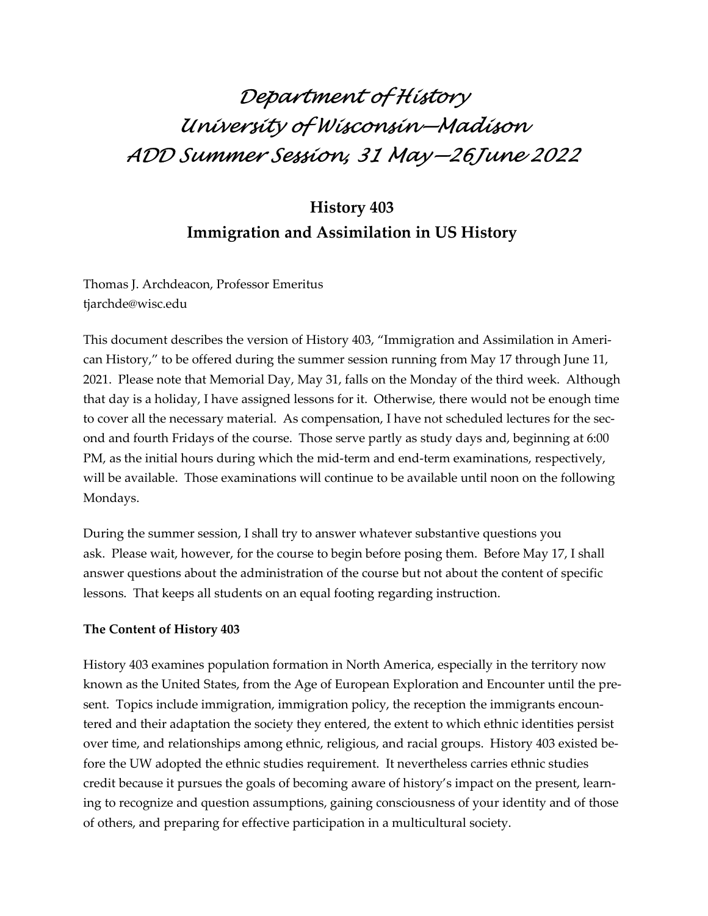# *Department of History*
# *University of Wisconsin—Madison*
# *ADD Summer Session, 31 May—26 June 2022*

## History 403
## Immigration and Assimilation in US History

Thomas J. Archdeacon, Professor Emeritus
tjarchde@wisc.edu

This document describes the version of History 403, "Immigration and Assimilation in American History," to be offered during the summer session running from May 17 through June 11, 2021. Please note that Memorial Day, May 31, falls on the Monday of the third week. Although that day is a holiday, I have assigned lessons for it. Otherwise, there would not be enough time to cover all the necessary material. As compensation, I have not scheduled lectures for the second and fourth Fridays of the course. Those serve partly as study days and, beginning at 6:00 PM, as the initial hours during which the mid-term and end-term examinations, respectively, will be available. Those examinations will continue to be available until noon on the following Mondays.

During the summer session, I shall try to answer whatever substantive questions you ask. Please wait, however, for the course to begin before posing them. Before May 17, I shall answer questions about the administration of the course but not about the content of specific lessons. That keeps all students on an equal footing regarding instruction.

**The Content of History 403**

History 403 examines population formation in North America, especially in the territory now known as the United States, from the Age of European Exploration and Encounter until the present. Topics include immigration, immigration policy, the reception the immigrants encountered and their adaptation the society they entered, the extent to which ethnic identities persist over time, and relationships among ethnic, religious, and racial groups. History 403 existed before the UW adopted the ethnic studies requirement. It nevertheless carries ethnic studies credit because it pursues the goals of becoming aware of history's impact on the present, learning to recognize and question assumptions, gaining consciousness of your identity and of those of others, and preparing for effective participation in a multicultural society.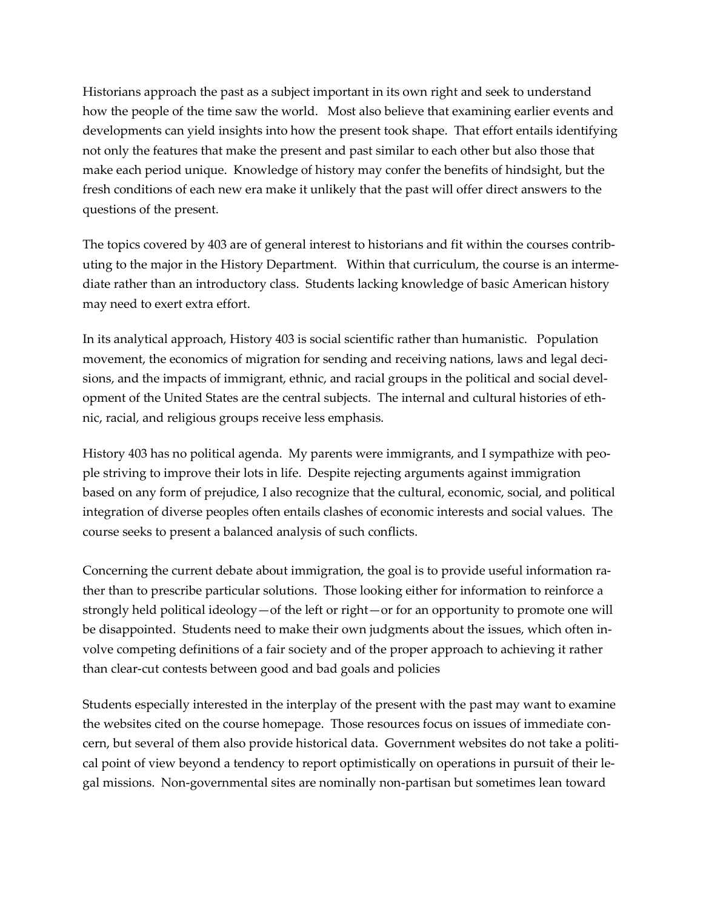Historians approach the past as a subject important in its own right and seek to understand how the people of the time saw the world. Most also believe that examining earlier events and developments can yield insights into how the present took shape. That effort entails identifying not only the features that make the present and past similar to each other but also those that make each period unique. Knowledge of history may confer the benefits of hindsight, but the fresh conditions of each new era make it unlikely that the past will offer direct answers to the questions of the present.

The topics covered by 403 are of general interest to historians and fit within the courses contributing to the major in the History Department. Within that curriculum, the course is an intermediate rather than an introductory class. Students lacking knowledge of basic American history may need to exert extra effort.

In its analytical approach, History 403 is social scientific rather than humanistic. Population movement, the economics of migration for sending and receiving nations, laws and legal decisions, and the impacts of immigrant, ethnic, and racial groups in the political and social development of the United States are the central subjects. The internal and cultural histories of ethnic, racial, and religious groups receive less emphasis.

History 403 has no political agenda. My parents were immigrants, and I sympathize with people striving to improve their lots in life. Despite rejecting arguments against immigration based on any form of prejudice, I also recognize that the cultural, economic, social, and political integration of diverse peoples often entails clashes of economic interests and social values. The course seeks to present a balanced analysis of such conflicts.

Concerning the current debate about immigration, the goal is to provide useful information rather than to prescribe particular solutions. Those looking either for information to reinforce a strongly held political ideology—of the left or right—or for an opportunity to promote one will be disappointed. Students need to make their own judgments about the issues, which often involve competing definitions of a fair society and of the proper approach to achieving it rather than clear-cut contests between good and bad goals and policies

Students especially interested in the interplay of the present with the past may want to examine the websites cited on the course homepage. Those resources focus on issues of immediate concern, but several of them also provide historical data. Government websites do not take a political point of view beyond a tendency to report optimistically on operations in pursuit of their legal missions. Non-governmental sites are nominally non-partisan but sometimes lean toward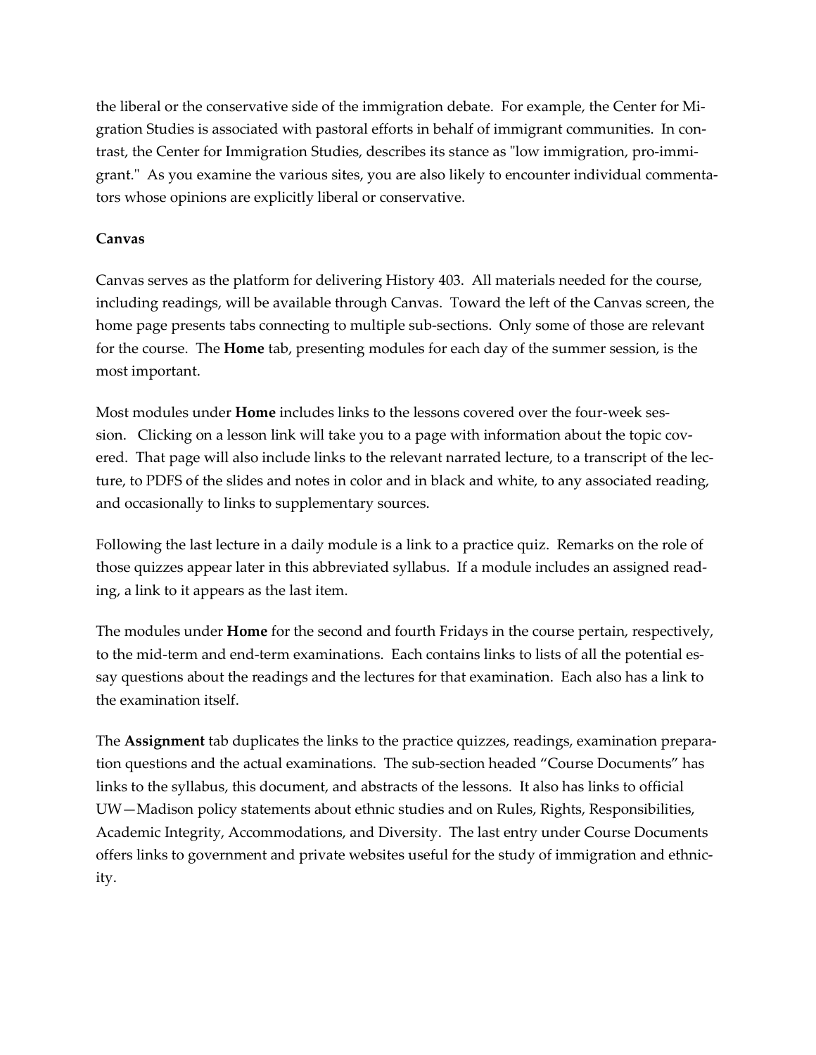the liberal or the conservative side of the immigration debate. For example, the Center for Migration Studies is associated with pastoral efforts in behalf of immigrant communities. In contrast, the Center for Immigration Studies, describes its stance as "low immigration, pro-immigrant." As you examine the various sites, you are also likely to encounter individual commentators whose opinions are explicitly liberal or conservative.

**Canvas**

Canvas serves as the platform for delivering History 403. All materials needed for the course, including readings, will be available through Canvas. Toward the left of the Canvas screen, the home page presents tabs connecting to multiple sub-sections. Only some of those are relevant for the course. The **Home** tab, presenting modules for each day of the summer session, is the most important.

Most modules under **Home** includes links to the lessons covered over the four-week session. Clicking on a lesson link will take you to a page with information about the topic covered. That page will also include links to the relevant narrated lecture, to a transcript of the lecture, to PDFS of the slides and notes in color and in black and white, to any associated reading, and occasionally to links to supplementary sources.

Following the last lecture in a daily module is a link to a practice quiz. Remarks on the role of those quizzes appear later in this abbreviated syllabus. If a module includes an assigned reading, a link to it appears as the last item.

The modules under **Home** for the second and fourth Fridays in the course pertain, respectively, to the mid-term and end-term examinations. Each contains links to lists of all the potential essay questions about the readings and the lectures for that examination. Each also has a link to the examination itself.

The **Assignment** tab duplicates the links to the practice quizzes, readings, examination preparation questions and the actual examinations. The sub-section headed "Course Documents" has links to the syllabus, this document, and abstracts of the lessons. It also has links to official UW—Madison policy statements about ethnic studies and on Rules, Rights, Responsibilities, Academic Integrity, Accommodations, and Diversity. The last entry under Course Documents offers links to government and private websites useful for the study of immigration and ethnicity.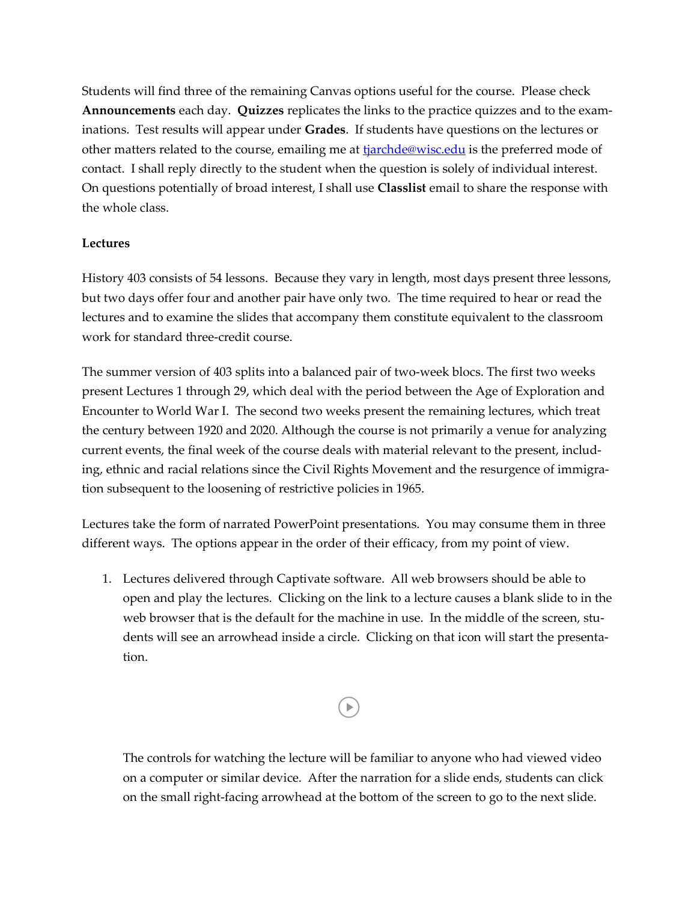Students will find three of the remaining Canvas options useful for the course. Please check **Announcements** each day. **Quizzes** replicates the links to the practice quizzes and to the examinations. Test results will appear under **Grades**. If students have questions on the lectures or other matters related to the course, emailing me at [tjarchde@wisc.edu](mailto:tjarchde@wisc.edu) is the preferred mode of contact. I shall reply directly to the student when the question is solely of individual interest. On questions potentially of broad interest, I shall use **Classlist** email to share the response with the whole class.

**Lectures**

History 403 consists of 54 lessons. Because they vary in length, most days present three lessons, but two days offer four and another pair have only two. The time required to hear or read the lectures and to examine the slides that accompany them constitute equivalent to the classroom work for standard three-credit course.

The summer version of 403 splits into a balanced pair of two-week blocs. The first two weeks present Lectures 1 through 29, which deal with the period between the Age of Exploration and Encounter to World War I. The second two weeks present the remaining lectures, which treat the century between 1920 and 2020. Although the course is not primarily a venue for analyzing current events, the final week of the course deals with material relevant to the present, including, ethnic and racial relations since the Civil Rights Movement and the resurgence of immigration subsequent to the loosening of restrictive policies in 1965.

Lectures take the form of narrated PowerPoint presentations. You may consume them in three different ways. The options appear in the order of their efficacy, from my point of view.

1. Lectures delivered through Captivate software. All web browsers should be able to open and play the lectures. Clicking on the link to a lecture causes a blank slide to in the web browser that is the default for the machine in use. In the middle of the screen, students will see an arrowhead inside a circle. Clicking on that icon will start the presentation.

   The controls for watching the lecture will be familiar to anyone who had viewed video on a computer or similar device. After the narration for a slide ends, students can click on the small right-facing arrowhead at the bottom of the screen to go to the next slide.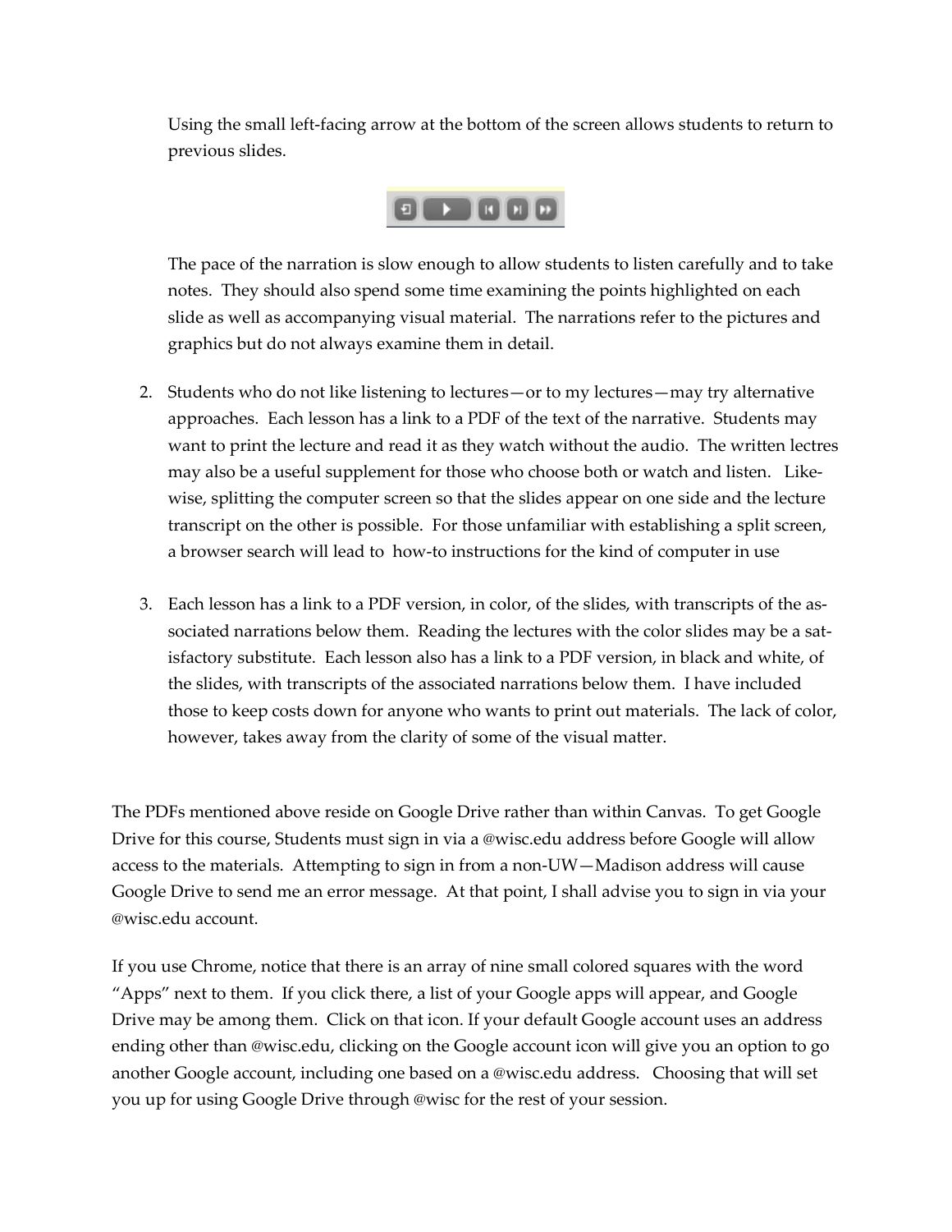Using the small left-facing arrow at the bottom of the screen allows students to return to previous slides.

The pace of the narration is slow enough to allow students to listen carefully and to take notes. They should also spend some time examining the points highlighted on each slide as well as accompanying visual material. The narrations refer to the pictures and graphics but do not always examine them in detail.

2. Students who do not like listening to lectures—or to my lectures—may try alternative approaches. Each lesson has a link to a PDF of the text of the narrative. Students may want to print the lecture and read it as they watch without the audio. The written lectres may also be a useful supplement for those who choose both or watch and listen. Likewise, splitting the computer screen so that the slides appear on one side and the lecture transcript on the other is possible. For those unfamiliar with establishing a split screen, a browser search will lead to how-to instructions for the kind of computer in use

3. Each lesson has a link to a PDF version, in color, of the slides, with transcripts of the associated narrations below them. Reading the lectures with the color slides may be a satisfactory substitute. Each lesson also has a link to a PDF version, in black and white, of the slides, with transcripts of the associated narrations below them. I have included those to keep costs down for anyone who wants to print out materials. The lack of color, however, takes away from the clarity of some of the visual matter.

The PDFs mentioned above reside on Google Drive rather than within Canvas. To get Google Drive for this course, Students must sign in via a @wisc.edu address before Google will allow access to the materials. Attempting to sign in from a non-UW—Madison address will cause Google Drive to send me an error message. At that point, I shall advise you to sign in via your @wisc.edu account.

If you use Chrome, notice that there is an array of nine small colored squares with the word "Apps" next to them. If you click there, a list of your Google apps will appear, and Google Drive may be among them. Click on that icon. If your default Google account uses an address ending other than @wisc.edu, clicking on the Google account icon will give you an option to go another Google account, including one based on a @wisc.edu address. Choosing that will set you up for using Google Drive through @wisc for the rest of your session.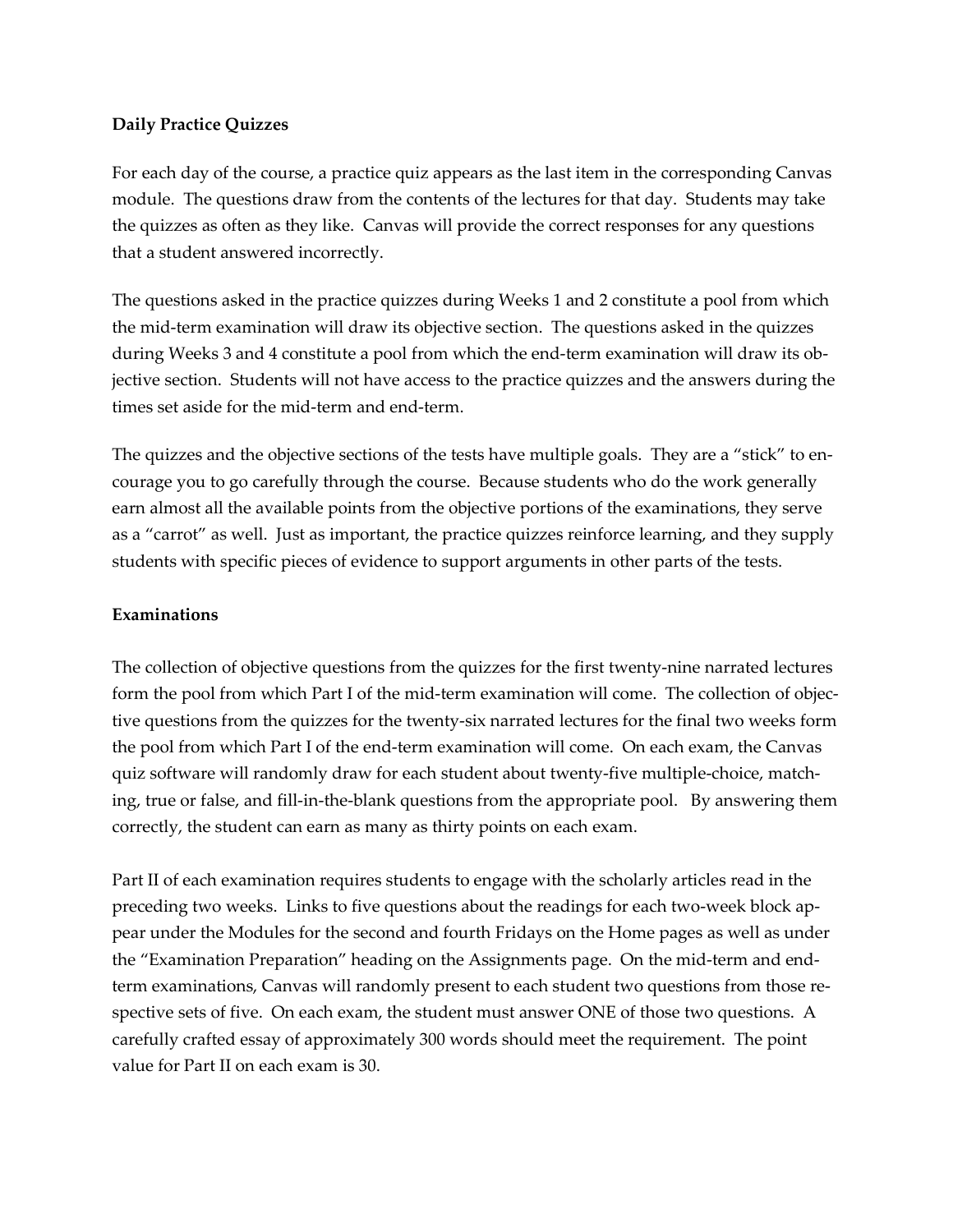**Daily Practice Quizzes**

For each day of the course, a practice quiz appears as the last item in the corresponding Canvas module. The questions draw from the contents of the lectures for that day. Students may take the quizzes as often as they like. Canvas will provide the correct responses for any questions that a student answered incorrectly.

The questions asked in the practice quizzes during Weeks 1 and 2 constitute a pool from which the mid-term examination will draw its objective section. The questions asked in the quizzes during Weeks 3 and 4 constitute a pool from which the end-term examination will draw its objective section. Students will not have access to the practice quizzes and the answers during the times set aside for the mid-term and end-term.

The quizzes and the objective sections of the tests have multiple goals. They are a "stick" to encourage you to go carefully through the course. Because students who do the work generally earn almost all the available points from the objective portions of the examinations, they serve as a "carrot" as well. Just as important, the practice quizzes reinforce learning, and they supply students with specific pieces of evidence to support arguments in other parts of the tests.

**Examinations**

The collection of objective questions from the quizzes for the first twenty-nine narrated lectures form the pool from which Part I of the mid-term examination will come. The collection of objective questions from the quizzes for the twenty-six narrated lectures for the final two weeks form the pool from which Part I of the end-term examination will come. On each exam, the Canvas quiz software will randomly draw for each student about twenty-five multiple-choice, matching, true or false, and fill-in-the-blank questions from the appropriate pool. By answering them correctly, the student can earn as many as thirty points on each exam.

Part II of each examination requires students to engage with the scholarly articles read in the preceding two weeks. Links to five questions about the readings for each two-week block appear under the Modules for the second and fourth Fridays on the Home pages as well as under the "Examination Preparation" heading on the Assignments page. On the mid-term and end-term examinations, Canvas will randomly present to each student two questions from those respective sets of five. On each exam, the student must answer ONE of those two questions. A carefully crafted essay of approximately 300 words should meet the requirement. The point value for Part II on each exam is 30.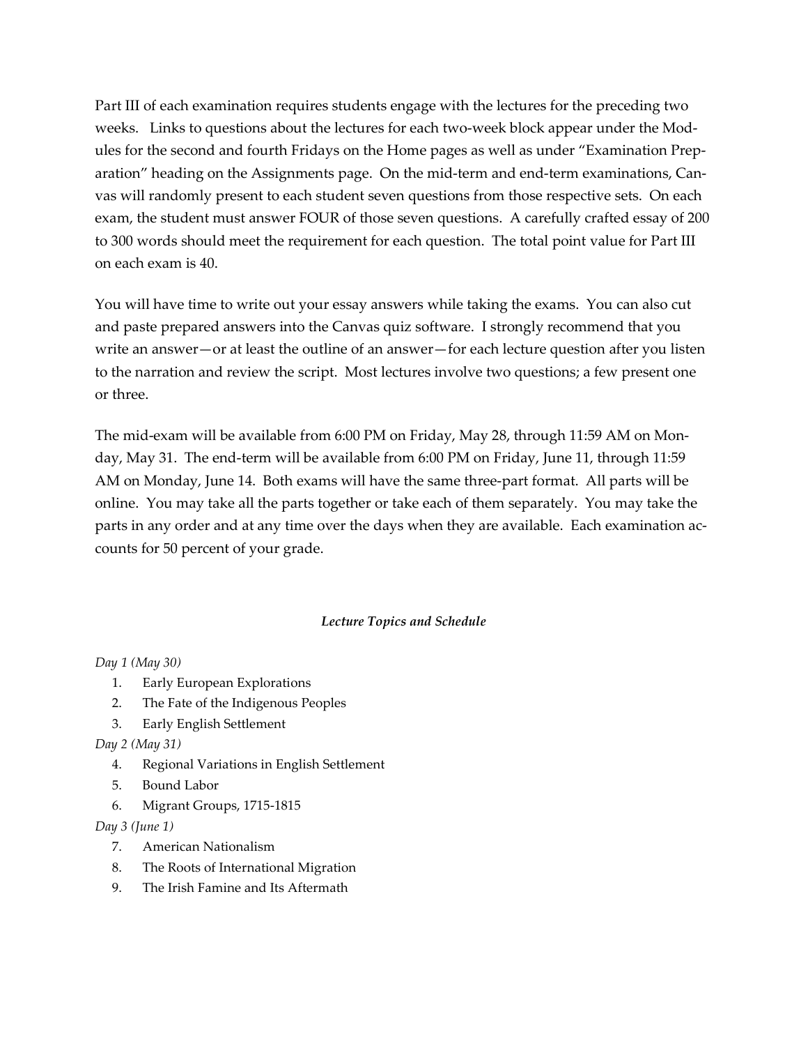Part III of each examination requires students engage with the lectures for the preceding two weeks. Links to questions about the lectures for each two-week block appear under the Modules for the second and fourth Fridays on the Home pages as well as under "Examination Preparation" heading on the Assignments page. On the mid-term and end-term examinations, Canvas will randomly present to each student seven questions from those respective sets. On each exam, the student must answer FOUR of those seven questions. A carefully crafted essay of 200 to 300 words should meet the requirement for each question. The total point value for Part III on each exam is 40.

You will have time to write out your essay answers while taking the exams. You can also cut and paste prepared answers into the Canvas quiz software. I strongly recommend that you write an answer—or at least the outline of an answer—for each lecture question after you listen to the narration and review the script. Most lectures involve two questions; a few present one or three.

The mid-exam will be available from 6:00 PM on Friday, May 28, through 11:59 AM on Monday, May 31. The end-term will be available from 6:00 PM on Friday, June 11, through 11:59 AM on Monday, June 14. Both exams will have the same three-part format. All parts will be online. You may take all the parts together or take each of them separately. You may take the parts in any order and at any time over the days when they are available. Each examination accounts for 50 percent of your grade.

### *Lecture Topics and Schedule*

*Day 1 (May 30)*

1. Early European Explorations
2. The Fate of the Indigenous Peoples
3. Early English Settlement

*Day 2 (May 31)*

4. Regional Variations in English Settlement
5. Bound Labor
6. Migrant Groups, 1715-1815

*Day 3 (June 1)*

7. American Nationalism
8. The Roots of International Migration
9. The Irish Famine and Its Aftermath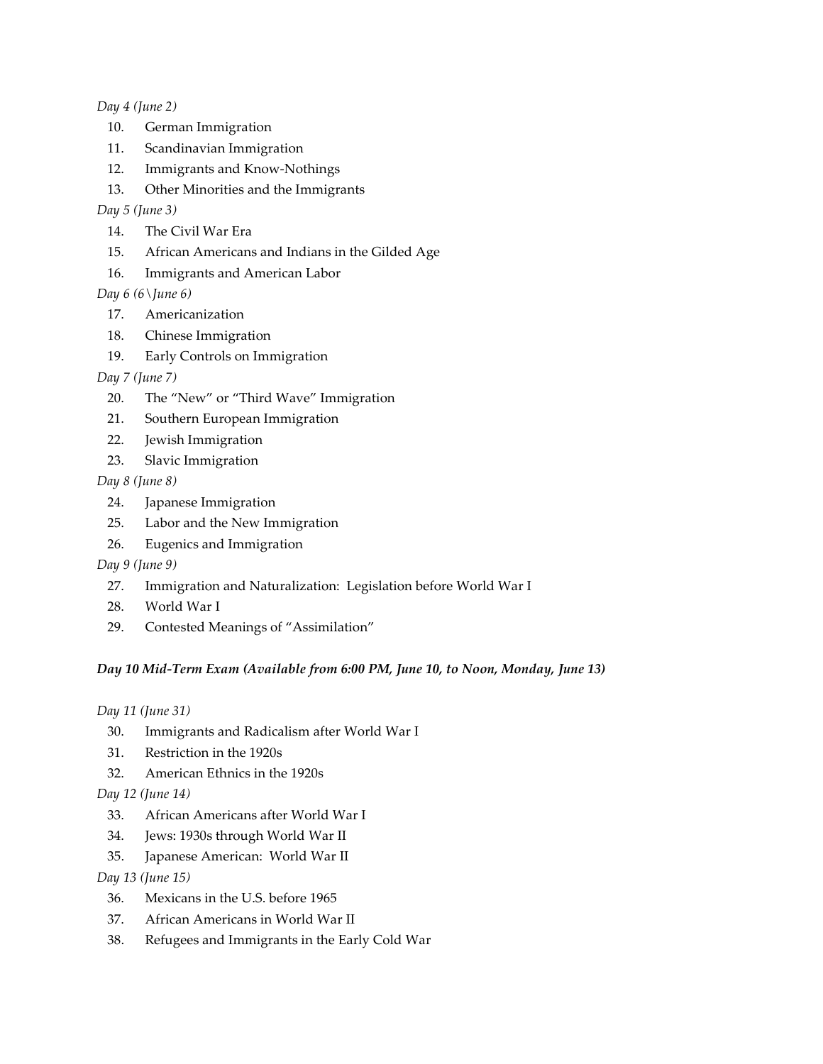*Day 4 (June 2)*

10. German Immigration
11. Scandinavian Immigration
12. Immigrants and Know-Nothings
13. Other Minorities and the Immigrants

*Day 5 (June 3)*

14. The Civil War Era
15. African Americans and Indians in the Gilded Age
16. Immigrants and American Labor

*Day 6 (6\June 6)*

17. Americanization
18. Chinese Immigration
19. Early Controls on Immigration

*Day 7 (June 7)*

20. The "New" or "Third Wave" Immigration
21. Southern European Immigration
22. Jewish Immigration
23. Slavic Immigration

*Day 8 (June 8)*

24. Japanese Immigration
25. Labor and the New Immigration
26. Eugenics and Immigration

*Day 9 (June 9)*

27. Immigration and Naturalization: Legislation before World War I
28. World War I
29. Contested Meanings of "Assimilation"

***Day 10 Mid-Term Exam (Available from 6:00 PM, June 10, to Noon, Monday, June 13)***

*Day 11 (June 31)*

30. Immigrants and Radicalism after World War I
31. Restriction in the 1920s
32. American Ethnics in the 1920s

*Day 12 (June 14)*

33. African Americans after World War I
34. Jews: 1930s through World War II
35. Japanese American: World War II

*Day 13 (June 15)*

36. Mexicans in the U.S. before 1965
37. African Americans in World War II
38. Refugees and Immigrants in the Early Cold War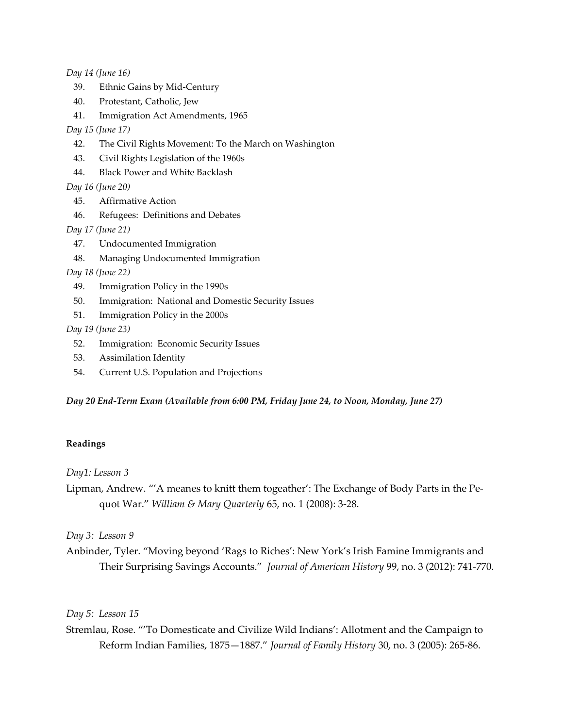*Day 14 (June 16)*

39. Ethnic Gains by Mid-Century
40. Protestant, Catholic, Jew
41. Immigration Act Amendments, 1965

*Day 15 (June 17)*

42. The Civil Rights Movement: To the March on Washington
43. Civil Rights Legislation of the 1960s
44. Black Power and White Backlash

*Day 16 (June 20)*

45. Affirmative Action
46. Refugees: Definitions and Debates

*Day 17 (June 21)*

47. Undocumented Immigration
48. Managing Undocumented Immigration

*Day 18 (June 22)*

49. Immigration Policy in the 1990s
50. Immigration: National and Domestic Security Issues
51. Immigration Policy in the 2000s

*Day 19 (June 23)*

52. Immigration: Economic Security Issues
53. Assimilation Identity
54. Current U.S. Population and Projections

***Day 20 End-Term Exam (Available from 6:00 PM, Friday June 24, to Noon, Monday, June 27)***

**Readings**

*Day1: Lesson 3*

Lipman, Andrew. "'A meanes to knitt them togeather': The Exchange of Body Parts in the Pequot War." *William & Mary Quarterly* 65, no. 1 (2008): 3-28.

*Day 3: Lesson 9*

Anbinder, Tyler. "Moving beyond 'Rags to Riches': New York's Irish Famine Immigrants and Their Surprising Savings Accounts." *Journal of American History* 99, no. 3 (2012): 741-770.

*Day 5: Lesson 15*

Stremlau, Rose. "'To Domesticate and Civilize Wild Indians': Allotment and the Campaign to Reform Indian Families, 1875—1887." *Journal of Family History* 30, no. 3 (2005): 265-86.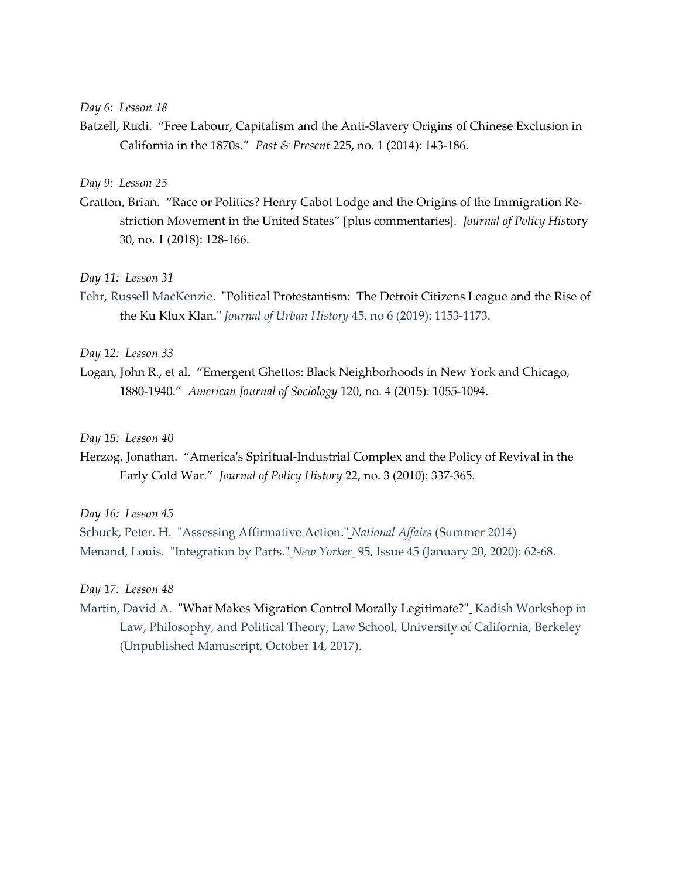*Day 6: Lesson 18*

Batzell, Rudi. "Free Labour, Capitalism and the Anti-Slavery Origins of Chinese Exclusion in California in the 1870s." *Past & Present* 225, no. 1 (2014): 143-186.

*Day 9: Lesson 25*

Gratton, Brian. "Race or Politics? Henry Cabot Lodge and the Origins of the Immigration Restriction Movement in the United States" [plus commentaries]. *Journal of Policy History* 30, no. 1 (2018): 128-166.

*Day 11: Lesson 31*

Fehr, Russell MacKenzie. "Political Protestantism: The Detroit Citizens League and the Rise of the Ku Klux Klan." *Journal of Urban History* 45, no 6 (2019): 1153-1173.

*Day 12: Lesson 33*

Logan, John R., et al. "Emergent Ghettos: Black Neighborhoods in New York and Chicago, 1880-1940." *American Journal of Sociology* 120, no. 4 (2015): 1055-1094.

*Day 15: Lesson 40*

Herzog, Jonathan. "America's Spiritual-Industrial Complex and the Policy of Revival in the Early Cold War." *Journal of Policy History* 22, no. 3 (2010): 337-365.

*Day 16: Lesson 45*

Schuck, Peter. H. "Assessing Affirmative Action." *National Affairs* (Summer 2014)

Menand, Louis. "Integration by Parts." *New Yorker* 95, Issue 45 (January 20, 2020): 62-68.

*Day 17: Lesson 48*

Martin, David A. "What Makes Migration Control Morally Legitimate?" Kadish Workshop in Law, Philosophy, and Political Theory, Law School, University of California, Berkeley (Unpublished Manuscript, October 14, 2017).